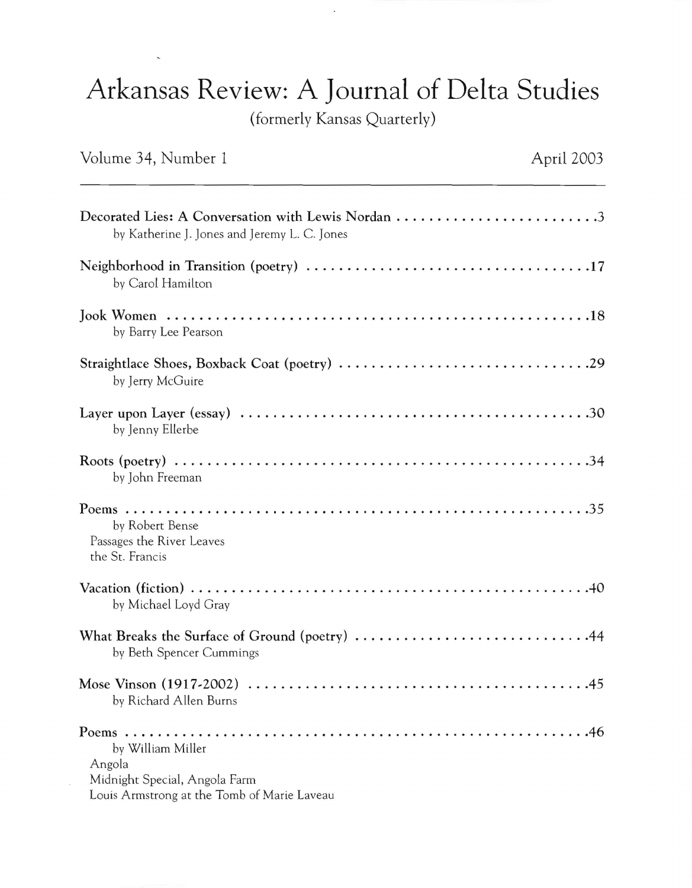# Arkansas Review: A Journal of Delta Studies

(formerly Kansas Quarterly)

Volume 34, Number 1 April 2003

---

**Decorated Lies: A Conversation with Lewis Nordan** . . . . . . . . . . . . . . . . . . . . . . . . . 3
by Katherine J. Jones and Jeremy L. C. Jones

**Neighborhood in Transition (poetry)** . . . . . . . . . . . . . . . . . . . . . . . . . . . . . . . . . . . 17
by Carol Hamilton

**Jook Women** . . . . . . . . . . . . . . . . . . . . . . . . . . . . . . . . . . . . . . . . . . . . . . . . . . . 18
by Barry Lee Pearson

**Straightlace Shoes, Boxback Coat (poetry)** . . . . . . . . . . . . . . . . . . . . . . . . . . . . . . . 29
by Jerry McGuire

**Layer upon Layer (essay)** . . . . . . . . . . . . . . . . . . . . . . . . . . . . . . . . . . . . . . . . . . 30
by Jenny Ellerbe

**Roots (poetry)** . . . . . . . . . . . . . . . . . . . . . . . . . . . . . . . . . . . . . . . . . . . . . . . . . 34
by John Freeman

**Poems** . . . . . . . . . . . . . . . . . . . . . . . . . . . . . . . . . . . . . . . . . . . . . . . . . . . . . . . 35
by Robert Bense
Passages the River Leaves
the St. Francis

**Vacation (fiction)** . . . . . . . . . . . . . . . . . . . . . . . . . . . . . . . . . . . . . . . . . . . . . . . . 40
by Michael Loyd Gray

**What Breaks the Surface of Ground (poetry)** . . . . . . . . . . . . . . . . . . . . . . . . . . . . 44
by Beth Spencer Cummings

**Mose Vinson (1917-2002)** . . . . . . . . . . . . . . . . . . . . . . . . . . . . . . . . . . . . . . . . . . 45
by Richard Allen Burns

**Poems** . . . . . . . . . . . . . . . . . . . . . . . . . . . . . . . . . . . . . . . . . . . . . . . . . . . . . . . 46
by William Miller
Angola
Midnight Special, Angola Farm
Louis Armstrong at the Tomb of Marie Laveau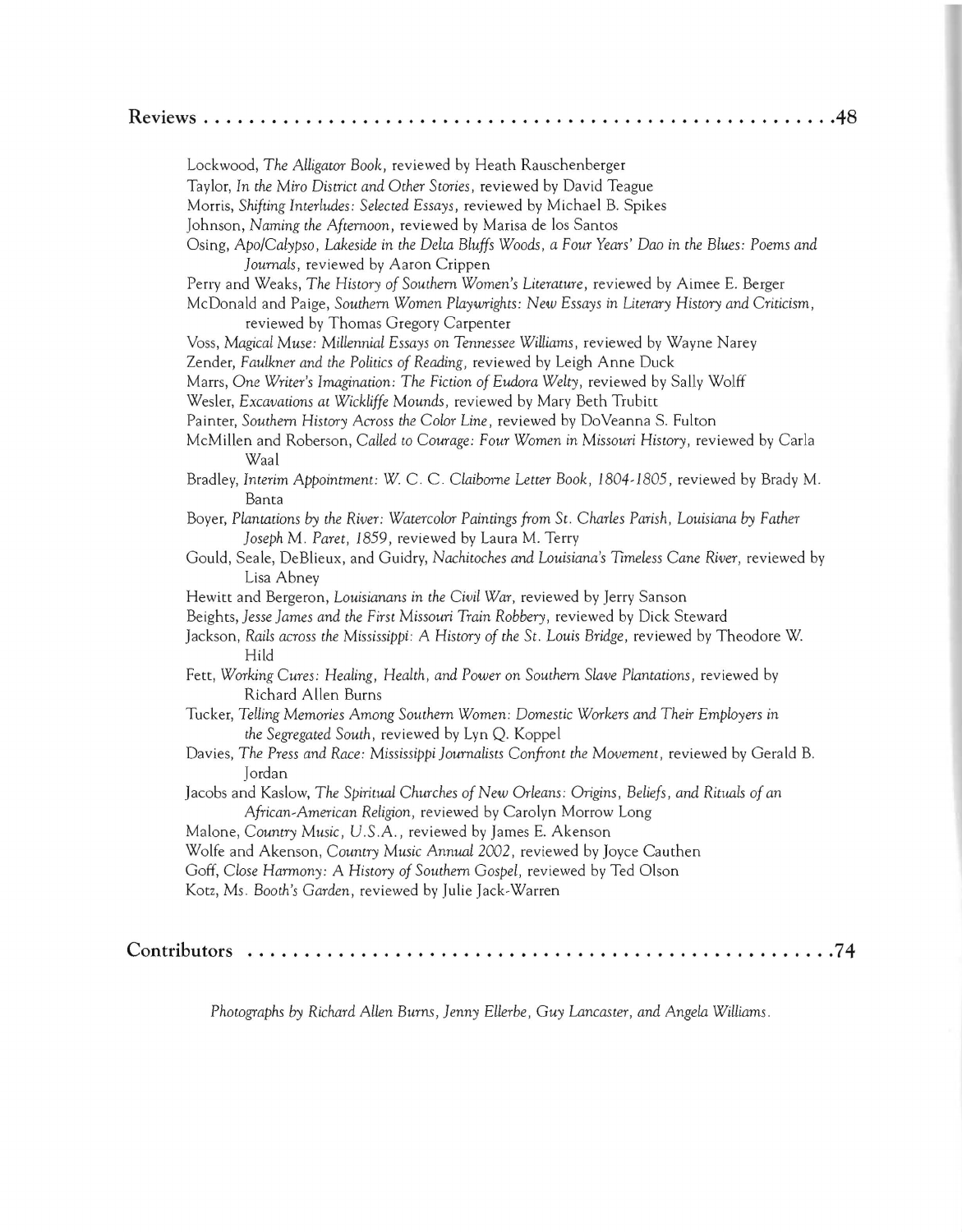**Reviews . . . . . . . . . . . . . . . . . . . . . . . . . . . . . . . . . . . . . . . . . . . . . . . . . . 48**

Lockwood, *The Alligator Book*, reviewed by Heath Rauschenberger

Taylor, *In the Miro District and Other Stories*, reviewed by David Teague

Morris, *Shifting Interludes: Selected Essays*, reviewed by Michael B. Spikes

Johnson, *Naming the Afternoon*, reviewed by Marisa de los Santos

Osing, *Apo/Calypso, Lakeside in the Delta Bluffs Woods, a Four Years' Dao in the Blues: Poems and Journals*, reviewed by Aaron Crippen

Perry and Weaks, *The History of Southern Women's Literature*, reviewed by Aimee E. Berger

McDonald and Paige, *Southern Women Playwrights: New Essays in Literary History and Criticism*, reviewed by Thomas Gregory Carpenter

Voss, *Magical Muse: Millennial Essays on Tennessee Williams*, reviewed by Wayne Narey

Zender, *Faulkner and the Politics of Reading*, reviewed by Leigh Anne Duck

Marrs, *One Writer's Imagination: The Fiction of Eudora Welty*, reviewed by Sally Wolff

Wesler, *Excavations at Wickliffe Mounds*, reviewed by Mary Beth Trubitt

Painter, *Southern History Across the Color Line*, reviewed by DoVeanna S. Fulton

McMillen and Roberson, *Called to Courage: Four Women in Missouri History*, reviewed by Carla Waal

Bradley, *Interim Appointment: W. C. C. Claiborne Letter Book, 1804-1805*, reviewed by Brady M. Banta

Boyer, *Plantations by the River: Watercolor Paintings from St. Charles Parish, Louisiana by Father Joseph M. Paret, 1859*, reviewed by Laura M. Terry

Gould, Seale, DeBlieux, and Guidry, *Nachitoches and Louisiana's Timeless Cane River*, reviewed by Lisa Abney

Hewitt and Bergeron, *Louisianans in the Civil War*, reviewed by Jerry Sanson

Beights, *Jesse James and the First Missouri Train Robbery*, reviewed by Dick Steward

Jackson, *Rails across the Mississippi: A History of the St. Louis Bridge*, reviewed by Theodore W. Hild

Fett, *Working Cures: Healing, Health, and Power on Southern Slave Plantations*, reviewed by Richard Allen Burns

Tucker, *Telling Memories Among Southern Women: Domestic Workers and Their Employers in the Segregated South*, reviewed by Lyn Q. Koppel

Davies, *The Press and Race: Mississippi Journalists Confront the Movement*, reviewed by Gerald B. Jordan

Jacobs and Kaslow, *The Spiritual Churches of New Orleans: Origins, Beliefs, and Rituals of an African-American Religion*, reviewed by Carolyn Morrow Long

Malone, *Country Music, U.S.A.*, reviewed by James E. Akenson

Wolfe and Akenson, *Country Music Annual 2002*, reviewed by Joyce Cauthen

Goff, *Close Harmony: A History of Southern Gospel*, reviewed by Ted Olson

Kotz, *Ms. Booth's Garden*, reviewed by Julie Jack-Warren

**Contributors . . . . . . . . . . . . . . . . . . . . . . . . . . . . . . . . . . . . . . . . . . . . . . . . 74**

*Photographs by Richard Allen Burns, Jenny Ellerbe, Guy Lancaster, and Angela Williams.*